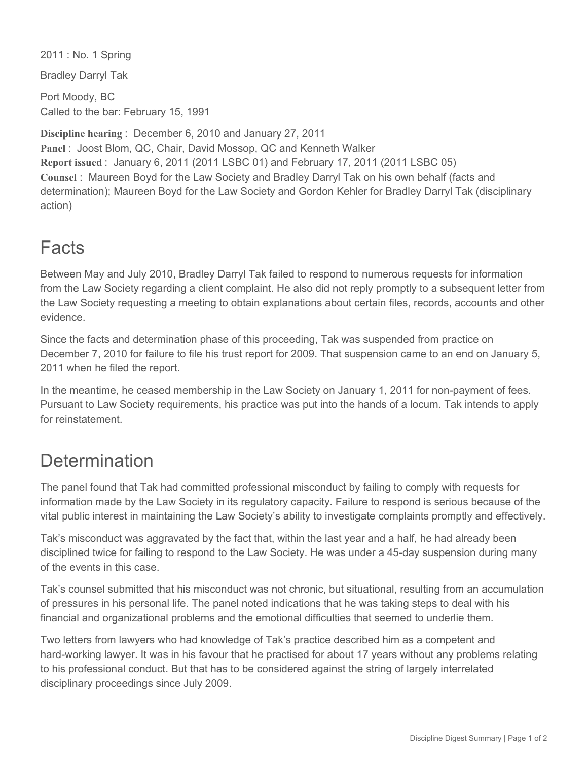2011 : No. 1 Spring

Bradley Darryl Tak

Port Moody, BC
Called to the bar: February 15, 1991

**Discipline hearing** : December 6, 2010 and January 27, 2011
**Panel** : Joost Blom, QC, Chair, David Mossop, QC and Kenneth Walker
**Report issued** : January 6, 2011 (2011 LSBC 01) and February 17, 2011 (2011 LSBC 05)
**Counsel** : Maureen Boyd for the Law Society and Bradley Darryl Tak on his own behalf (facts and determination); Maureen Boyd for the Law Society and Gordon Kehler for Bradley Darryl Tak (disciplinary action)

# Facts

Between May and July 2010, Bradley Darryl Tak failed to respond to numerous requests for information from the Law Society regarding a client complaint. He also did not reply promptly to a subsequent letter from the Law Society requesting a meeting to obtain explanations about certain files, records, accounts and other evidence.

Since the facts and determination phase of this proceeding, Tak was suspended from practice on December 7, 2010 for failure to file his trust report for 2009. That suspension came to an end on January 5, 2011 when he filed the report.

In the meantime, he ceased membership in the Law Society on January 1, 2011 for non-payment of fees. Pursuant to Law Society requirements, his practice was put into the hands of a locum. Tak intends to apply for reinstatement.

# Determination

The panel found that Tak had committed professional misconduct by failing to comply with requests for information made by the Law Society in its regulatory capacity. Failure to respond is serious because of the vital public interest in maintaining the Law Society's ability to investigate complaints promptly and effectively.

Tak's misconduct was aggravated by the fact that, within the last year and a half, he had already been disciplined twice for failing to respond to the Law Society. He was under a 45-day suspension during many of the events in this case.

Tak's counsel submitted that his misconduct was not chronic, but situational, resulting from an accumulation of pressures in his personal life. The panel noted indications that he was taking steps to deal with his financial and organizational problems and the emotional difficulties that seemed to underlie them.

Two letters from lawyers who had knowledge of Tak's practice described him as a competent and hard-working lawyer. It was in his favour that he practised for about 17 years without any problems relating to his professional conduct. But that has to be considered against the string of largely interrelated disciplinary proceedings since July 2009.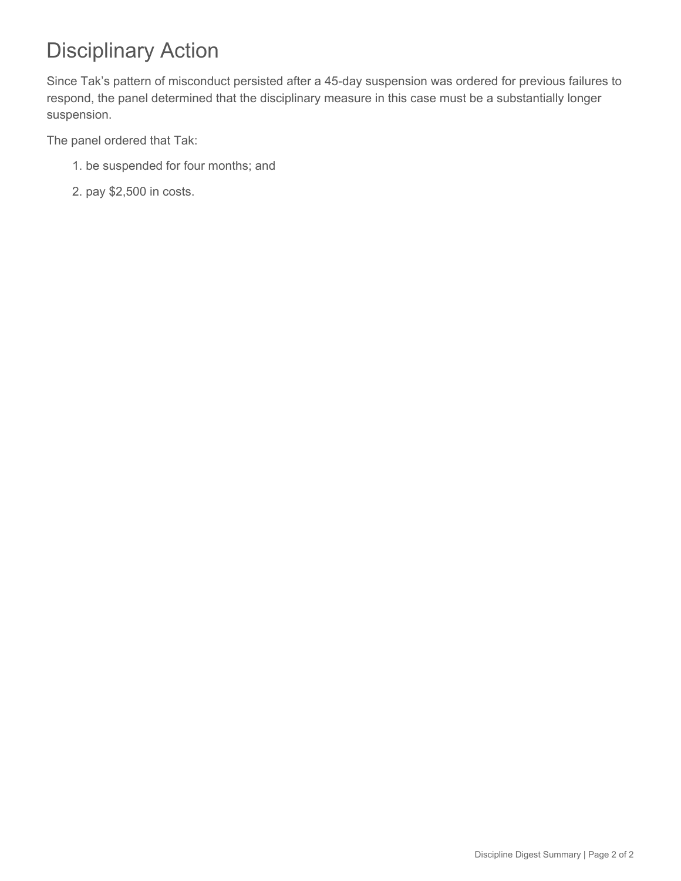# Disciplinary Action

Since Tak's pattern of misconduct persisted after a 45-day suspension was ordered for previous failures to respond, the panel determined that the disciplinary measure in this case must be a substantially longer suspension.

The panel ordered that Tak:

1. be suspended for four months; and
2. pay $2,500 in costs.